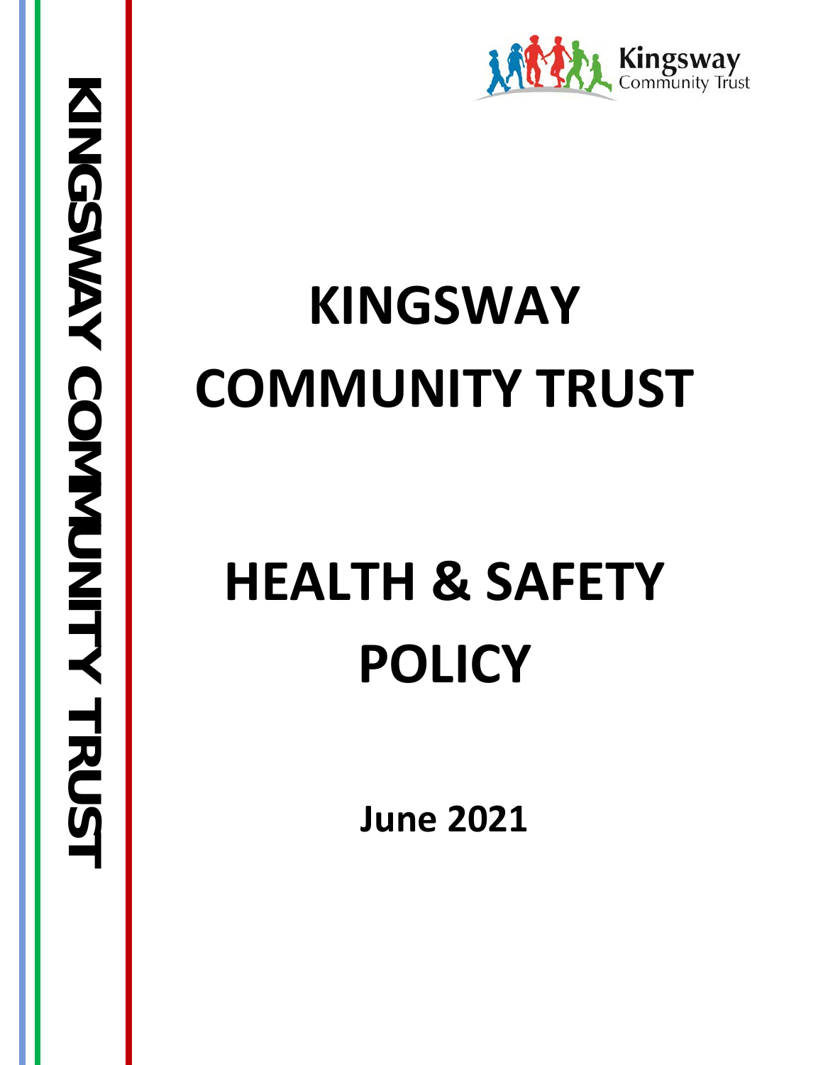# KINGSWAY COMMUNITY TRUST

# HEALTH & SAFETY POLICY

**June 2021**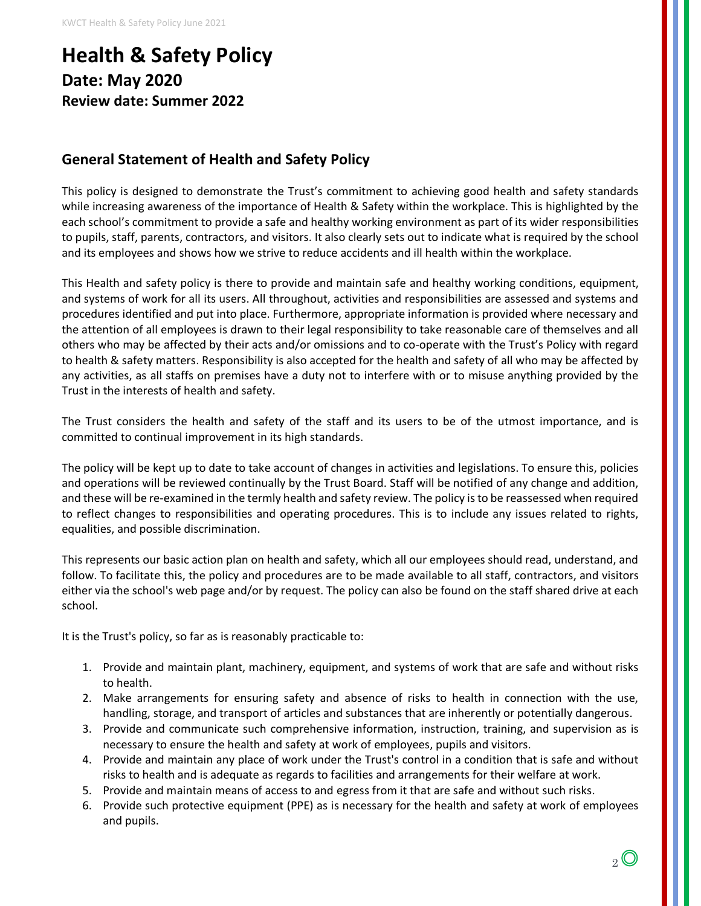# Health & Safety Policy

## Date: May 2020

### Review date: Summer 2022

## General Statement of Health and Safety Policy

This policy is designed to demonstrate the Trust's commitment to achieving good health and safety standards while increasing awareness of the importance of Health & Safety within the workplace. This is highlighted by the each school's commitment to provide a safe and healthy working environment as part of its wider responsibilities to pupils, staff, parents, contractors, and visitors. It also clearly sets out to indicate what is required by the school and its employees and shows how we strive to reduce accidents and ill health within the workplace.

This Health and safety policy is there to provide and maintain safe and healthy working conditions, equipment, and systems of work for all its users. All throughout, activities and responsibilities are assessed and systems and procedures identified and put into place. Furthermore, appropriate information is provided where necessary and the attention of all employees is drawn to their legal responsibility to take reasonable care of themselves and all others who may be affected by their acts and/or omissions and to co-operate with the Trust's Policy with regard to health & safety matters. Responsibility is also accepted for the health and safety of all who may be affected by any activities, as all staffs on premises have a duty not to interfere with or to misuse anything provided by the Trust in the interests of health and safety.

The Trust considers the health and safety of the staff and its users to be of the utmost importance, and is committed to continual improvement in its high standards.

The policy will be kept up to date to take account of changes in activities and legislations. To ensure this, policies and operations will be reviewed continually by the Trust Board. Staff will be notified of any change and addition, and these will be re-examined in the termly health and safety review. The policy is to be reassessed when required to reflect changes to responsibilities and operating procedures. This is to include any issues related to rights, equalities, and possible discrimination.

This represents our basic action plan on health and safety, which all our employees should read, understand, and follow. To facilitate this, the policy and procedures are to be made available to all staff, contractors, and visitors either via the school's web page and/or by request. The policy can also be found on the staff shared drive at each school.

It is the Trust's policy, so far as is reasonably practicable to:

1. Provide and maintain plant, machinery, equipment, and systems of work that are safe and without risks to health.
2. Make arrangements for ensuring safety and absence of risks to health in connection with the use, handling, storage, and transport of articles and substances that are inherently or potentially dangerous.
3. Provide and communicate such comprehensive information, instruction, training, and supervision as is necessary to ensure the health and safety at work of employees, pupils and visitors.
4. Provide and maintain any place of work under the Trust's control in a condition that is safe and without risks to health and is adequate as regards to facilities and arrangements for their welfare at work.
5. Provide and maintain means of access to and egress from it that are safe and without such risks.
6. Provide such protective equipment (PPE) as is necessary for the health and safety at work of employees and pupils.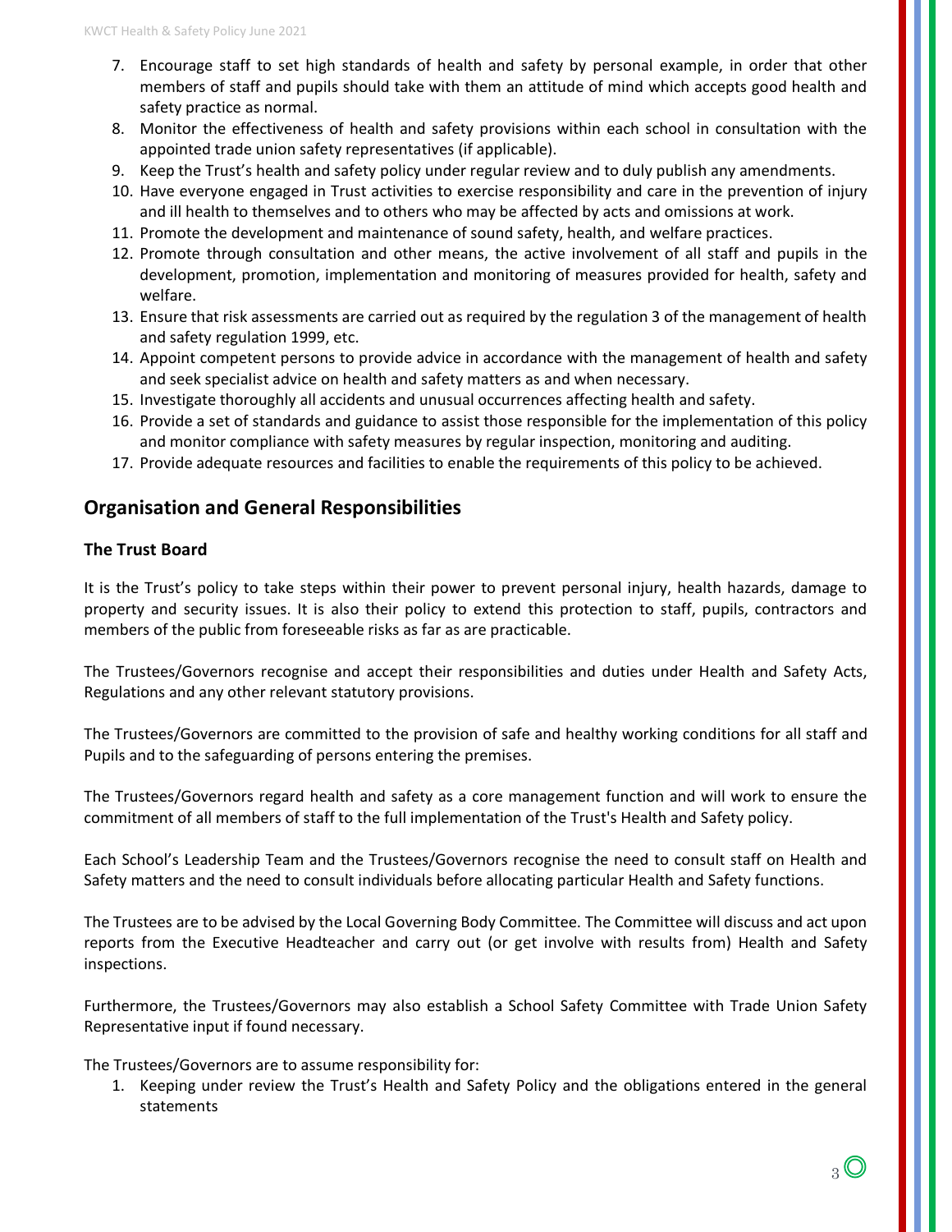7. Encourage staff to set high standards of health and safety by personal example, in order that other members of staff and pupils should take with them an attitude of mind which accepts good health and safety practice as normal.
8. Monitor the effectiveness of health and safety provisions within each school in consultation with the appointed trade union safety representatives (if applicable).
9. Keep the Trust's health and safety policy under regular review and to duly publish any amendments.
10. Have everyone engaged in Trust activities to exercise responsibility and care in the prevention of injury and ill health to themselves and to others who may be affected by acts and omissions at work.
11. Promote the development and maintenance of sound safety, health, and welfare practices.
12. Promote through consultation and other means, the active involvement of all staff and pupils in the development, promotion, implementation and monitoring of measures provided for health, safety and welfare.
13. Ensure that risk assessments are carried out as required by the regulation 3 of the management of health and safety regulation 1999, etc.
14. Appoint competent persons to provide advice in accordance with the management of health and safety and seek specialist advice on health and safety matters as and when necessary.
15. Investigate thoroughly all accidents and unusual occurrences affecting health and safety.
16. Provide a set of standards and guidance to assist those responsible for the implementation of this policy and monitor compliance with safety measures by regular inspection, monitoring and auditing.
17. Provide adequate resources and facilities to enable the requirements of this policy to be achieved.

## Organisation and General Responsibilities

### The Trust Board

It is the Trust's policy to take steps within their power to prevent personal injury, health hazards, damage to property and security issues. It is also their policy to extend this protection to staff, pupils, contractors and members of the public from foreseeable risks as far as are practicable.

The Trustees/Governors recognise and accept their responsibilities and duties under Health and Safety Acts, Regulations and any other relevant statutory provisions.

The Trustees/Governors are committed to the provision of safe and healthy working conditions for all staff and Pupils and to the safeguarding of persons entering the premises.

The Trustees/Governors regard health and safety as a core management function and will work to ensure the commitment of all members of staff to the full implementation of the Trust's Health and Safety policy.

Each School's Leadership Team and the Trustees/Governors recognise the need to consult staff on Health and Safety matters and the need to consult individuals before allocating particular Health and Safety functions.

The Trustees are to be advised by the Local Governing Body Committee. The Committee will discuss and act upon reports from the Executive Headteacher and carry out (or get involve with results from) Health and Safety inspections.

Furthermore, the Trustees/Governors may also establish a School Safety Committee with Trade Union Safety Representative input if found necessary.

The Trustees/Governors are to assume responsibility for:

1. Keeping under review the Trust's Health and Safety Policy and the obligations entered in the general statements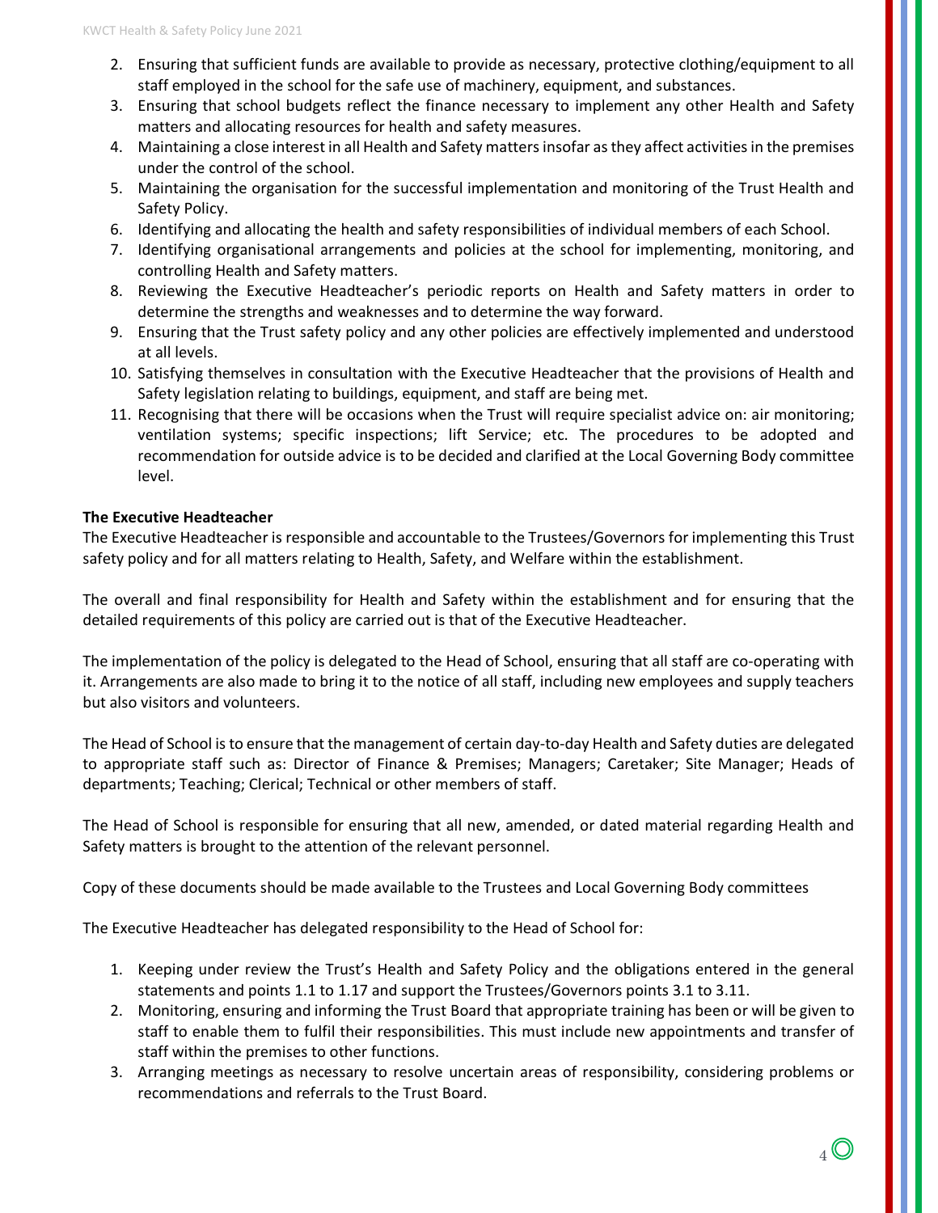2. Ensuring that sufficient funds are available to provide as necessary, protective clothing/equipment to all staff employed in the school for the safe use of machinery, equipment, and substances.
3. Ensuring that school budgets reflect the finance necessary to implement any other Health and Safety matters and allocating resources for health and safety measures.
4. Maintaining a close interest in all Health and Safety matters insofar as they affect activities in the premises under the control of the school.
5. Maintaining the organisation for the successful implementation and monitoring of the Trust Health and Safety Policy.
6. Identifying and allocating the health and safety responsibilities of individual members of each School.
7. Identifying organisational arrangements and policies at the school for implementing, monitoring, and controlling Health and Safety matters.
8. Reviewing the Executive Headteacher's periodic reports on Health and Safety matters in order to determine the strengths and weaknesses and to determine the way forward.
9. Ensuring that the Trust safety policy and any other policies are effectively implemented and understood at all levels.
10. Satisfying themselves in consultation with the Executive Headteacher that the provisions of Health and Safety legislation relating to buildings, equipment, and staff are being met.
11. Recognising that there will be occasions when the Trust will require specialist advice on: air monitoring; ventilation systems; specific inspections; lift Service; etc. The procedures to be adopted and recommendation for outside advice is to be decided and clarified at the Local Governing Body committee level.

**The Executive Headteacher**

The Executive Headteacher is responsible and accountable to the Trustees/Governors for implementing this Trust safety policy and for all matters relating to Health, Safety, and Welfare within the establishment.

The overall and final responsibility for Health and Safety within the establishment and for ensuring that the detailed requirements of this policy are carried out is that of the Executive Headteacher.

The implementation of the policy is delegated to the Head of School, ensuring that all staff are co-operating with it. Arrangements are also made to bring it to the notice of all staff, including new employees and supply teachers but also visitors and volunteers.

The Head of School is to ensure that the management of certain day-to-day Health and Safety duties are delegated to appropriate staff such as: Director of Finance & Premises; Managers; Caretaker; Site Manager; Heads of departments; Teaching; Clerical; Technical or other members of staff.

The Head of School is responsible for ensuring that all new, amended, or dated material regarding Health and Safety matters is brought to the attention of the relevant personnel.

Copy of these documents should be made available to the Trustees and Local Governing Body committees

The Executive Headteacher has delegated responsibility to the Head of School for:

1. Keeping under review the Trust's Health and Safety Policy and the obligations entered in the general statements and points 1.1 to 1.17 and support the Trustees/Governors points 3.1 to 3.11.
2. Monitoring, ensuring and informing the Trust Board that appropriate training has been or will be given to staff to enable them to fulfil their responsibilities. This must include new appointments and transfer of staff within the premises to other functions.
3. Arranging meetings as necessary to resolve uncertain areas of responsibility, considering problems or recommendations and referrals to the Trust Board.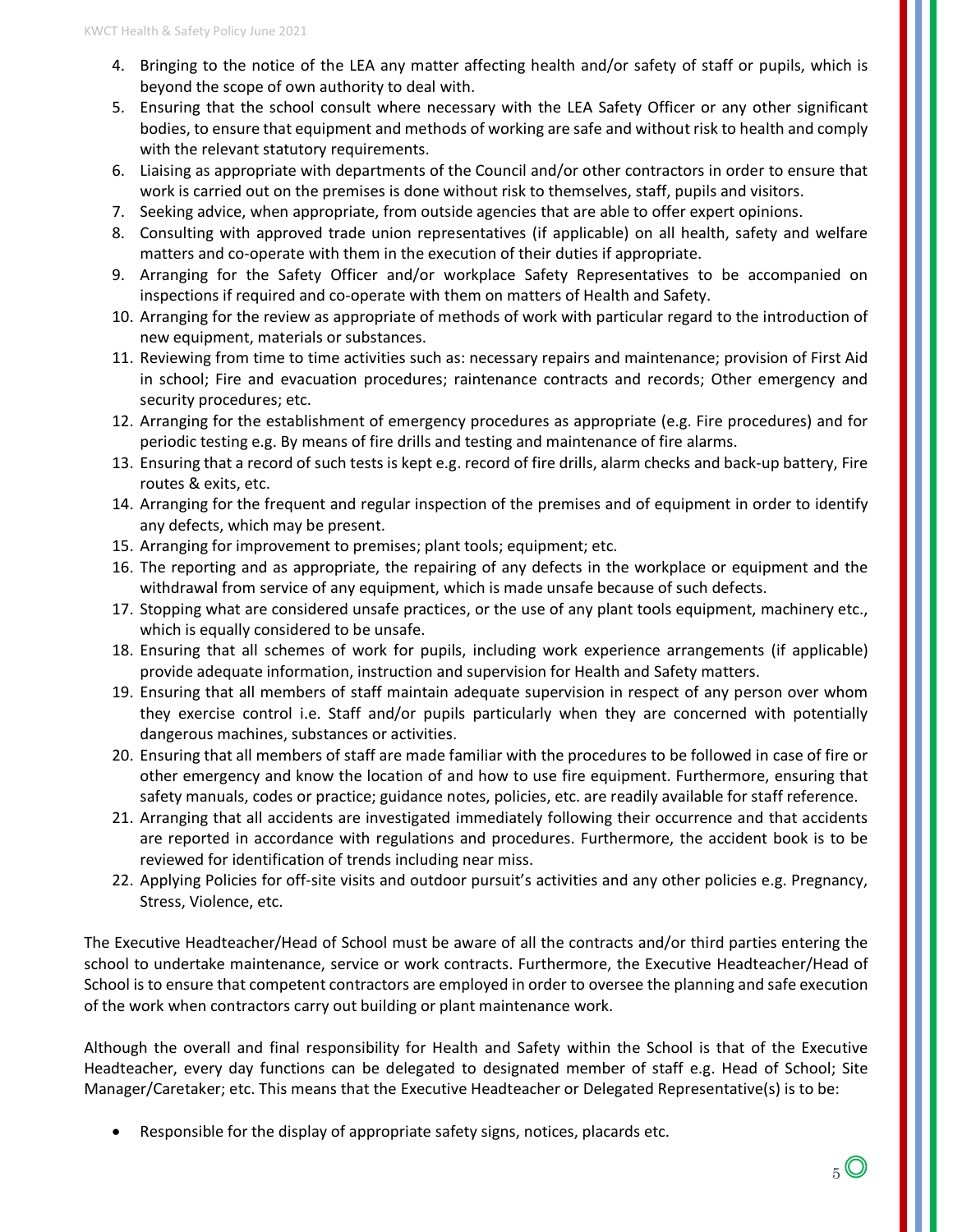4. Bringing to the notice of the LEA any matter affecting health and/or safety of staff or pupils, which is beyond the scope of own authority to deal with.
5. Ensuring that the school consult where necessary with the LEA Safety Officer or any other significant bodies, to ensure that equipment and methods of working are safe and without risk to health and comply with the relevant statutory requirements.
6. Liaising as appropriate with departments of the Council and/or other contractors in order to ensure that work is carried out on the premises is done without risk to themselves, staff, pupils and visitors.
7. Seeking advice, when appropriate, from outside agencies that are able to offer expert opinions.
8. Consulting with approved trade union representatives (if applicable) on all health, safety and welfare matters and co-operate with them in the execution of their duties if appropriate.
9. Arranging for the Safety Officer and/or workplace Safety Representatives to be accompanied on inspections if required and co-operate with them on matters of Health and Safety.
10. Arranging for the review as appropriate of methods of work with particular regard to the introduction of new equipment, materials or substances.
11. Reviewing from time to time activities such as: necessary repairs and maintenance; provision of First Aid in school; Fire and evacuation procedures; raintenance contracts and records; Other emergency and security procedures; etc.
12. Arranging for the establishment of emergency procedures as appropriate (e.g. Fire procedures) and for periodic testing e.g. By means of fire drills and testing and maintenance of fire alarms.
13. Ensuring that a record of such tests is kept e.g. record of fire drills, alarm checks and back-up battery, Fire routes & exits, etc.
14. Arranging for the frequent and regular inspection of the premises and of equipment in order to identify any defects, which may be present.
15. Arranging for improvement to premises; plant tools; equipment; etc.
16. The reporting and as appropriate, the repairing of any defects in the workplace or equipment and the withdrawal from service of any equipment, which is made unsafe because of such defects.
17. Stopping what are considered unsafe practices, or the use of any plant tools equipment, machinery etc., which is equally considered to be unsafe.
18. Ensuring that all schemes of work for pupils, including work experience arrangements (if applicable) provide adequate information, instruction and supervision for Health and Safety matters.
19. Ensuring that all members of staff maintain adequate supervision in respect of any person over whom they exercise control i.e. Staff and/or pupils particularly when they are concerned with potentially dangerous machines, substances or activities.
20. Ensuring that all members of staff are made familiar with the procedures to be followed in case of fire or other emergency and know the location of and how to use fire equipment. Furthermore, ensuring that safety manuals, codes or practice; guidance notes, policies, etc. are readily available for staff reference.
21. Arranging that all accidents are investigated immediately following their occurrence and that accidents are reported in accordance with regulations and procedures. Furthermore, the accident book is to be reviewed for identification of trends including near miss.
22. Applying Policies for off-site visits and outdoor pursuit's activities and any other policies e.g. Pregnancy, Stress, Violence, etc.

The Executive Headteacher/Head of School must be aware of all the contracts and/or third parties entering the school to undertake maintenance, service or work contracts. Furthermore, the Executive Headteacher/Head of School is to ensure that competent contractors are employed in order to oversee the planning and safe execution of the work when contractors carry out building or plant maintenance work.

Although the overall and final responsibility for Health and Safety within the School is that of the Executive Headteacher, every day functions can be delegated to designated member of staff e.g. Head of School; Site Manager/Caretaker; etc. This means that the Executive Headteacher or Delegated Representative(s) is to be:

- Responsible for the display of appropriate safety signs, notices, placards etc.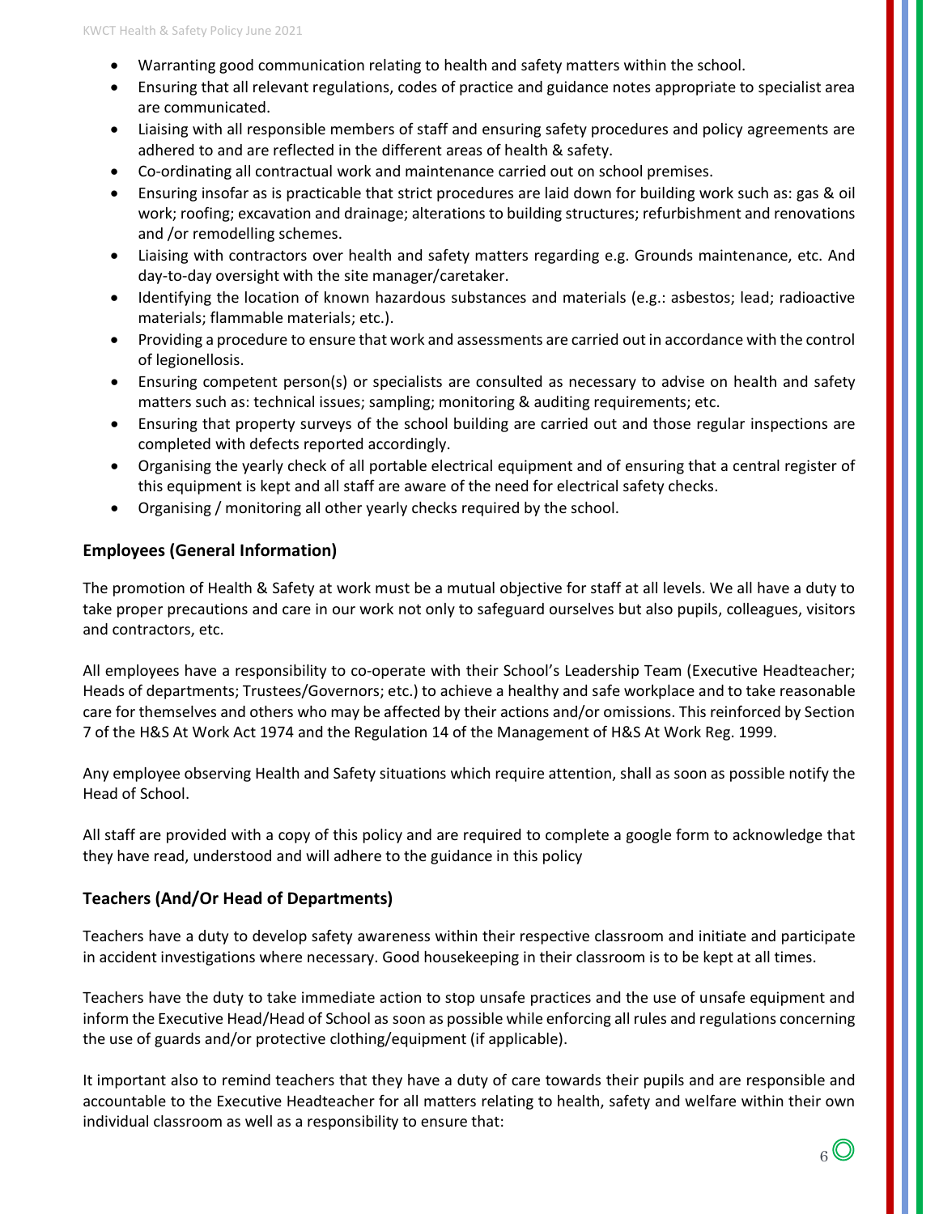- Warranting good communication relating to health and safety matters within the school.
- Ensuring that all relevant regulations, codes of practice and guidance notes appropriate to specialist area are communicated.
- Liaising with all responsible members of staff and ensuring safety procedures and policy agreements are adhered to and are reflected in the different areas of health & safety.
- Co-ordinating all contractual work and maintenance carried out on school premises.
- Ensuring insofar as is practicable that strict procedures are laid down for building work such as: gas & oil work; roofing; excavation and drainage; alterations to building structures; refurbishment and renovations and /or remodelling schemes.
- Liaising with contractors over health and safety matters regarding e.g. Grounds maintenance, etc. And day-to-day oversight with the site manager/caretaker.
- Identifying the location of known hazardous substances and materials (e.g.: asbestos; lead; radioactive materials; flammable materials; etc.).
- Providing a procedure to ensure that work and assessments are carried out in accordance with the control of legionellosis.
- Ensuring competent person(s) or specialists are consulted as necessary to advise on health and safety matters such as: technical issues; sampling; monitoring & auditing requirements; etc.
- Ensuring that property surveys of the school building are carried out and those regular inspections are completed with defects reported accordingly.
- Organising the yearly check of all portable electrical equipment and of ensuring that a central register of this equipment is kept and all staff are aware of the need for electrical safety checks.
- Organising / monitoring all other yearly checks required by the school.

## Employees (General Information)

The promotion of Health & Safety at work must be a mutual objective for staff at all levels. We all have a duty to take proper precautions and care in our work not only to safeguard ourselves but also pupils, colleagues, visitors and contractors, etc.

All employees have a responsibility to co-operate with their School's Leadership Team (Executive Headteacher; Heads of departments; Trustees/Governors; etc.) to achieve a healthy and safe workplace and to take reasonable care for themselves and others who may be affected by their actions and/or omissions. This reinforced by Section 7 of the H&S At Work Act 1974 and the Regulation 14 of the Management of H&S At Work Reg. 1999.

Any employee observing Health and Safety situations which require attention, shall as soon as possible notify the Head of School.

All staff are provided with a copy of this policy and are required to complete a google form to acknowledge that they have read, understood and will adhere to the guidance in this policy

## Teachers (And/Or Head of Departments)

Teachers have a duty to develop safety awareness within their respective classroom and initiate and participate in accident investigations where necessary. Good housekeeping in their classroom is to be kept at all times.

Teachers have the duty to take immediate action to stop unsafe practices and the use of unsafe equipment and inform the Executive Head/Head of School as soon as possible while enforcing all rules and regulations concerning the use of guards and/or protective clothing/equipment (if applicable).

It important also to remind teachers that they have a duty of care towards their pupils and are responsible and accountable to the Executive Headteacher for all matters relating to health, safety and welfare within their own individual classroom as well as a responsibility to ensure that: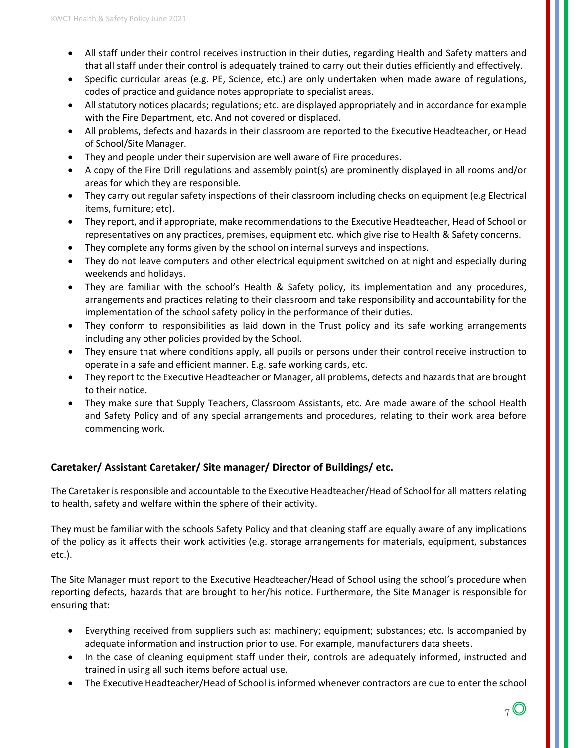- All staff under their control receives instruction in their duties, regarding Health and Safety matters and that all staff under their control is adequately trained to carry out their duties efficiently and effectively.
- Specific curricular areas (e.g. PE, Science, etc.) are only undertaken when made aware of regulations, codes of practice and guidance notes appropriate to specialist areas.
- All statutory notices placards; regulations; etc. are displayed appropriately and in accordance for example with the Fire Department, etc. And not covered or displaced.
- All problems, defects and hazards in their classroom are reported to the Executive Headteacher, or Head of School/Site Manager.
- They and people under their supervision are well aware of Fire procedures.
- A copy of the Fire Drill regulations and assembly point(s) are prominently displayed in all rooms and/or areas for which they are responsible.
- They carry out regular safety inspections of their classroom including checks on equipment (e.g Electrical items, furniture; etc).
- They report, and if appropriate, make recommendations to the Executive Headteacher, Head of School or representatives on any practices, premises, equipment etc. which give rise to Health & Safety concerns.
- They complete any forms given by the school on internal surveys and inspections.
- They do not leave computers and other electrical equipment switched on at night and especially during weekends and holidays.
- They are familiar with the school's Health & Safety policy, its implementation and any procedures, arrangements and practices relating to their classroom and take responsibility and accountability for the implementation of the school safety policy in the performance of their duties.
- They conform to responsibilities as laid down in the Trust policy and its safe working arrangements including any other policies provided by the School.
- They ensure that where conditions apply, all pupils or persons under their control receive instruction to operate in a safe and efficient manner. E.g. safe working cards, etc.
- They report to the Executive Headteacher or Manager, all problems, defects and hazards that are brought to their notice.
- They make sure that Supply Teachers, Classroom Assistants, etc. Are made aware of the school Health and Safety Policy and of any special arrangements and procedures, relating to their work area before commencing work.

## Caretaker/ Assistant Caretaker/ Site manager/ Director of Buildings/ etc.

The Caretaker is responsible and accountable to the Executive Headteacher/Head of School for all matters relating to health, safety and welfare within the sphere of their activity.

They must be familiar with the schools Safety Policy and that cleaning staff are equally aware of any implications of the policy as it affects their work activities (e.g. storage arrangements for materials, equipment, substances etc.).

The Site Manager must report to the Executive Headteacher/Head of School using the school's procedure when reporting defects, hazards that are brought to her/his notice. Furthermore, the Site Manager is responsible for ensuring that:

- Everything received from suppliers such as: machinery; equipment; substances; etc. Is accompanied by adequate information and instruction prior to use. For example, manufacturers data sheets.
- In the case of cleaning equipment staff under their, controls are adequately informed, instructed and trained in using all such items before actual use.
- The Executive Headteacher/Head of School is informed whenever contractors are due to enter the school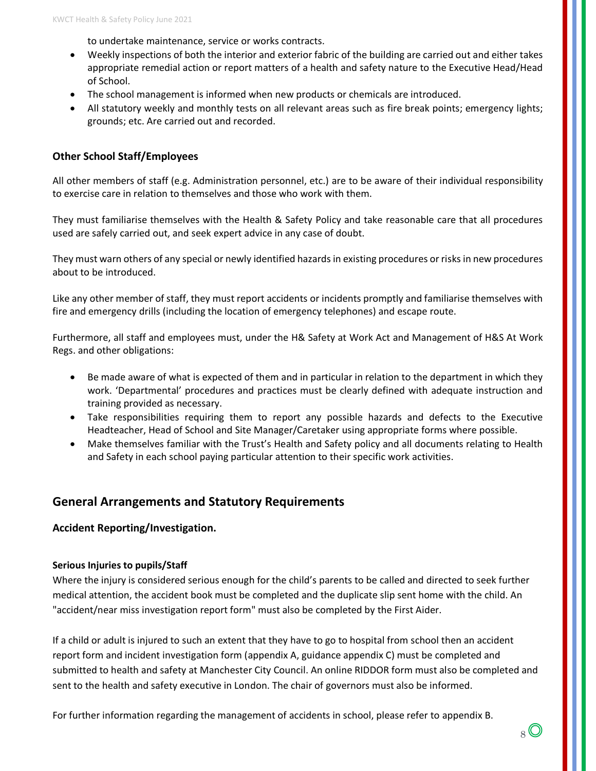to undertake maintenance, service or works contracts.

- Weekly inspections of both the interior and exterior fabric of the building are carried out and either takes appropriate remedial action or report matters of a health and safety nature to the Executive Head/Head of School.
- The school management is informed when new products or chemicals are introduced.
- All statutory weekly and monthly tests on all relevant areas such as fire break points; emergency lights; grounds; etc. Are carried out and recorded.

### Other School Staff/Employees

All other members of staff (e.g. Administration personnel, etc.) are to be aware of their individual responsibility to exercise care in relation to themselves and those who work with them.

They must familiarise themselves with the Health & Safety Policy and take reasonable care that all procedures used are safely carried out, and seek expert advice in any case of doubt.

They must warn others of any special or newly identified hazards in existing procedures or risks in new procedures about to be introduced.

Like any other member of staff, they must report accidents or incidents promptly and familiarise themselves with fire and emergency drills (including the location of emergency telephones) and escape route.

Furthermore, all staff and employees must, under the H& Safety at Work Act and Management of H&S At Work Regs. and other obligations:

- Be made aware of what is expected of them and in particular in relation to the department in which they work. 'Departmental' procedures and practices must be clearly defined with adequate instruction and training provided as necessary.
- Take responsibilities requiring them to report any possible hazards and defects to the Executive Headteacher, Head of School and Site Manager/Caretaker using appropriate forms where possible.
- Make themselves familiar with the Trust's Health and Safety policy and all documents relating to Health and Safety in each school paying particular attention to their specific work activities.

## General Arrangements and Statutory Requirements

### Accident Reporting/Investigation.

#### Serious Injuries to pupils/Staff

Where the injury is considered serious enough for the child's parents to be called and directed to seek further medical attention, the accident book must be completed and the duplicate slip sent home with the child. An "accident/near miss investigation report form" must also be completed by the First Aider.

If a child or adult is injured to such an extent that they have to go to hospital from school then an accident report form and incident investigation form (appendix A, guidance appendix C) must be completed and submitted to health and safety at Manchester City Council. An online RIDDOR form must also be completed and sent to the health and safety executive in London. The chair of governors must also be informed.

For further information regarding the management of accidents in school, please refer to appendix B.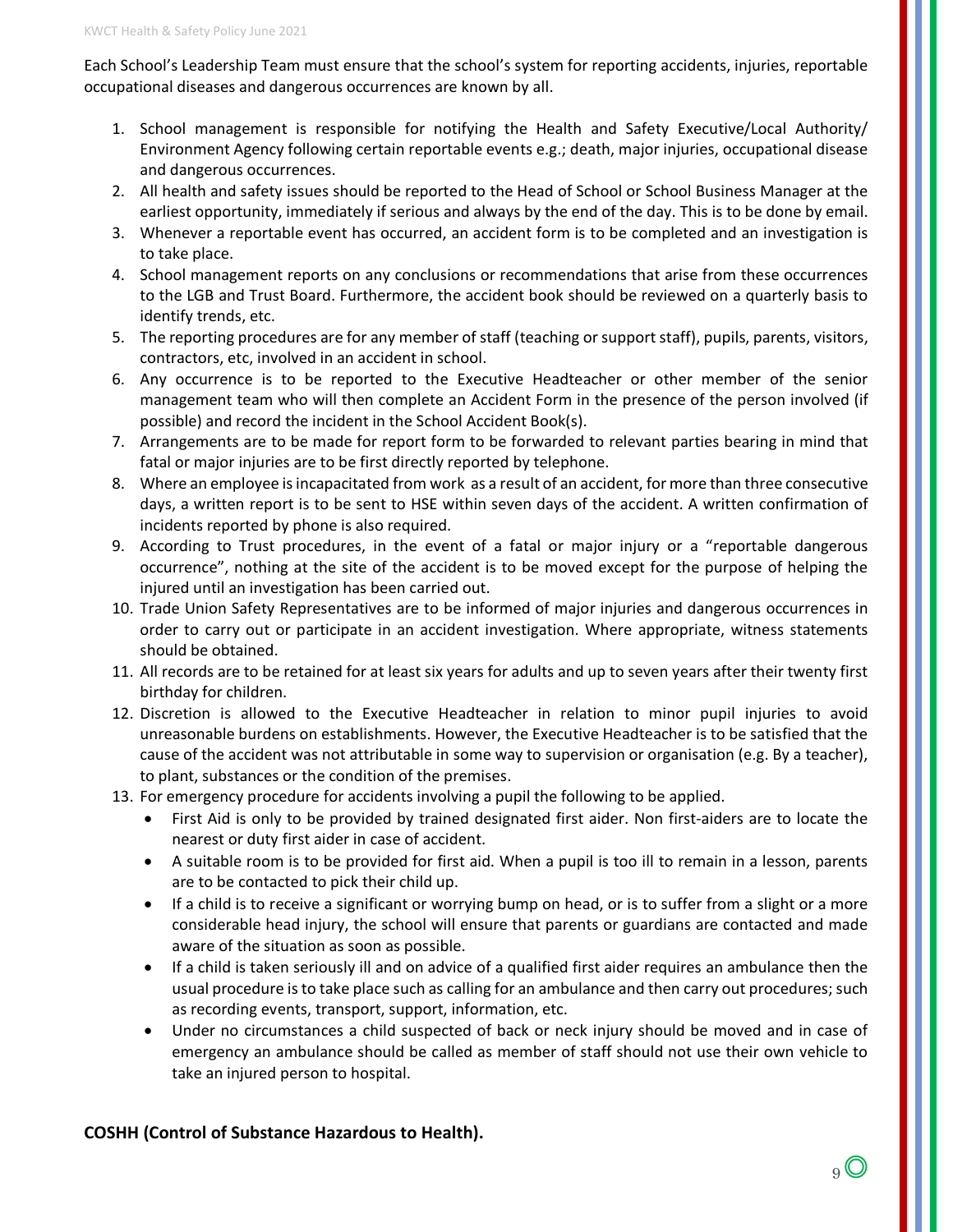Each School's Leadership Team must ensure that the school's system for reporting accidents, injuries, reportable occupational diseases and dangerous occurrences are known by all.

1. School management is responsible for notifying the Health and Safety Executive/Local Authority/ Environment Agency following certain reportable events e.g.; death, major injuries, occupational disease and dangerous occurrences.
2. All health and safety issues should be reported to the Head of School or School Business Manager at the earliest opportunity, immediately if serious and always by the end of the day. This is to be done by email.
3. Whenever a reportable event has occurred, an accident form is to be completed and an investigation is to take place.
4. School management reports on any conclusions or recommendations that arise from these occurrences to the LGB and Trust Board. Furthermore, the accident book should be reviewed on a quarterly basis to identify trends, etc.
5. The reporting procedures are for any member of staff (teaching or support staff), pupils, parents, visitors, contractors, etc, involved in an accident in school.
6. Any occurrence is to be reported to the Executive Headteacher or other member of the senior management team who will then complete an Accident Form in the presence of the person involved (if possible) and record the incident in the School Accident Book(s).
7. Arrangements are to be made for report form to be forwarded to relevant parties bearing in mind that fatal or major injuries are to be first directly reported by telephone.
8. Where an employee is incapacitated from work as a result of an accident, for more than three consecutive days, a written report is to be sent to HSE within seven days of the accident. A written confirmation of incidents reported by phone is also required.
9. According to Trust procedures, in the event of a fatal or major injury or a "reportable dangerous occurrence", nothing at the site of the accident is to be moved except for the purpose of helping the injured until an investigation has been carried out.
10. Trade Union Safety Representatives are to be informed of major injuries and dangerous occurrences in order to carry out or participate in an accident investigation. Where appropriate, witness statements should be obtained.
11. All records are to be retained for at least six years for adults and up to seven years after their twenty first birthday for children.
12. Discretion is allowed to the Executive Headteacher in relation to minor pupil injuries to avoid unreasonable burdens on establishments. However, the Executive Headteacher is to be satisfied that the cause of the accident was not attributable in some way to supervision or organisation (e.g. By a teacher), to plant, substances or the condition of the premises.
13. For emergency procedure for accidents involving a pupil the following to be applied.
    - First Aid is only to be provided by trained designated first aider. Non first-aiders are to locate the nearest or duty first aider in case of accident.
    - A suitable room is to be provided for first aid. When a pupil is too ill to remain in a lesson, parents are to be contacted to pick their child up.
    - If a child is to receive a significant or worrying bump on head, or is to suffer from a slight or a more considerable head injury, the school will ensure that parents or guardians are contacted and made aware of the situation as soon as possible.
    - If a child is taken seriously ill and on advice of a qualified first aider requires an ambulance then the usual procedure is to take place such as calling for an ambulance and then carry out procedures; such as recording events, transport, support, information, etc.
    - Under no circumstances a child suspected of back or neck injury should be moved and in case of emergency an ambulance should be called as member of staff should not use their own vehicle to take an injured person to hospital.

**COSHH (Control of Substance Hazardous to Health).**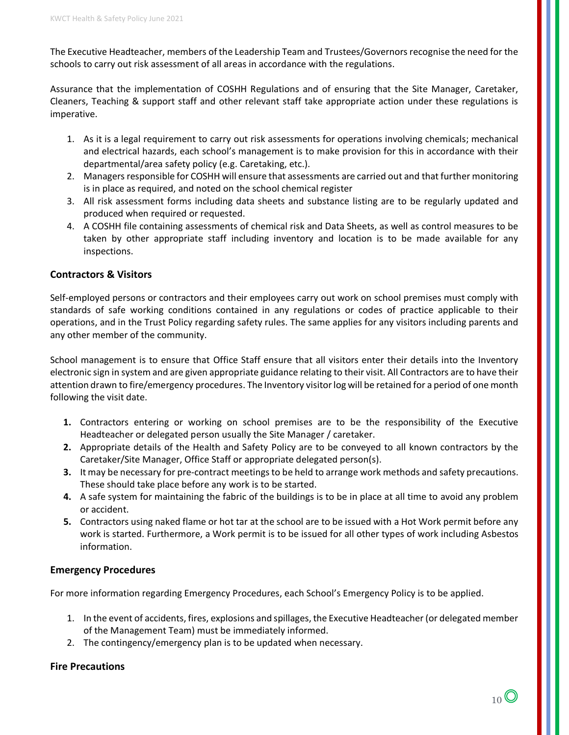The Executive Headteacher, members of the Leadership Team and Trustees/Governors recognise the need for the schools to carry out risk assessment of all areas in accordance with the regulations.

Assurance that the implementation of COSHH Regulations and of ensuring that the Site Manager, Caretaker, Cleaners, Teaching & support staff and other relevant staff take appropriate action under these regulations is imperative.

1. As it is a legal requirement to carry out risk assessments for operations involving chemicals; mechanical and electrical hazards, each school's management is to make provision for this in accordance with their departmental/area safety policy (e.g. Caretaking, etc.).
2. Managers responsible for COSHH will ensure that assessments are carried out and that further monitoring is in place as required, and noted on the school chemical register
3. All risk assessment forms including data sheets and substance listing are to be regularly updated and produced when required or requested.
4. A COSHH file containing assessments of chemical risk and Data Sheets, as well as control measures to be taken by other appropriate staff including inventory and location is to be made available for any inspections.

### Contractors & Visitors

Self-employed persons or contractors and their employees carry out work on school premises must comply with standards of safe working conditions contained in any regulations or codes of practice applicable to their operations, and in the Trust Policy regarding safety rules. The same applies for any visitors including parents and any other member of the community.

School management is to ensure that Office Staff ensure that all visitors enter their details into the Inventory electronic sign in system and are given appropriate guidance relating to their visit. All Contractors are to have their attention drawn to fire/emergency procedures. The Inventory visitor log will be retained for a period of one month following the visit date.

1. Contractors entering or working on school premises are to be the responsibility of the Executive Headteacher or delegated person usually the Site Manager / caretaker.
2. Appropriate details of the Health and Safety Policy are to be conveyed to all known contractors by the Caretaker/Site Manager, Office Staff or appropriate delegated person(s).
3. It may be necessary for pre-contract meetings to be held to arrange work methods and safety precautions. These should take place before any work is to be started.
4. A safe system for maintaining the fabric of the buildings is to be in place at all time to avoid any problem or accident.
5. Contractors using naked flame or hot tar at the school are to be issued with a Hot Work permit before any work is started. Furthermore, a Work permit is to be issued for all other types of work including Asbestos information.

### Emergency Procedures

For more information regarding Emergency Procedures, each School's Emergency Policy is to be applied.

1. In the event of accidents, fires, explosions and spillages, the Executive Headteacher (or delegated member of the Management Team) must be immediately informed.
2. The contingency/emergency plan is to be updated when necessary.

### Fire Precautions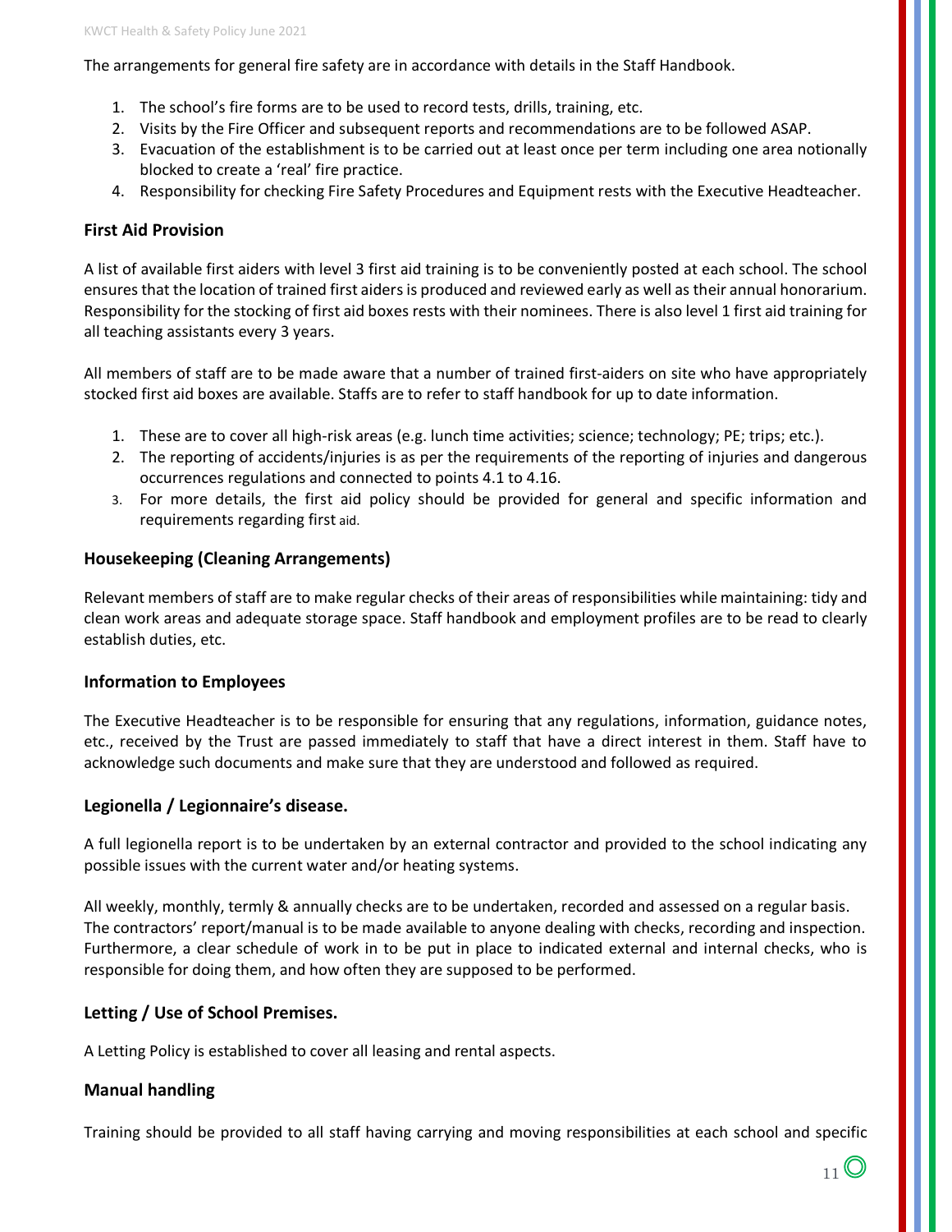The arrangements for general fire safety are in accordance with details in the Staff Handbook.

1. The school's fire forms are to be used to record tests, drills, training, etc.
2. Visits by the Fire Officer and subsequent reports and recommendations are to be followed ASAP.
3. Evacuation of the establishment is to be carried out at least once per term including one area notionally blocked to create a 'real' fire practice.
4. Responsibility for checking Fire Safety Procedures and Equipment rests with the Executive Headteacher.

### First Aid Provision

A list of available first aiders with level 3 first aid training is to be conveniently posted at each school. The school ensures that the location of trained first aiders is produced and reviewed early as well as their annual honorarium. Responsibility for the stocking of first aid boxes rests with their nominees. There is also level 1 first aid training for all teaching assistants every 3 years.

All members of staff are to be made aware that a number of trained first-aiders on site who have appropriately stocked first aid boxes are available. Staffs are to refer to staff handbook for up to date information.

1. These are to cover all high-risk areas (e.g. lunch time activities; science; technology; PE; trips; etc.).
2. The reporting of accidents/injuries is as per the requirements of the reporting of injuries and dangerous occurrences regulations and connected to points 4.1 to 4.16.
3. For more details, the first aid policy should be provided for general and specific information and requirements regarding first aid.

### Housekeeping (Cleaning Arrangements)

Relevant members of staff are to make regular checks of their areas of responsibilities while maintaining: tidy and clean work areas and adequate storage space. Staff handbook and employment profiles are to be read to clearly establish duties, etc.

### Information to Employees

The Executive Headteacher is to be responsible for ensuring that any regulations, information, guidance notes, etc., received by the Trust are passed immediately to staff that have a direct interest in them. Staff have to acknowledge such documents and make sure that they are understood and followed as required.

### Legionella / Legionnaire's disease.

A full legionella report is to be undertaken by an external contractor and provided to the school indicating any possible issues with the current water and/or heating systems.

All weekly, monthly, termly & annually checks are to be undertaken, recorded and assessed on a regular basis. The contractors' report/manual is to be made available to anyone dealing with checks, recording and inspection. Furthermore, a clear schedule of work in to be put in place to indicated external and internal checks, who is responsible for doing them, and how often they are supposed to be performed.

### Letting / Use of School Premises.

A Letting Policy is established to cover all leasing and rental aspects.

### Manual handling

Training should be provided to all staff having carrying and moving responsibilities at each school and specific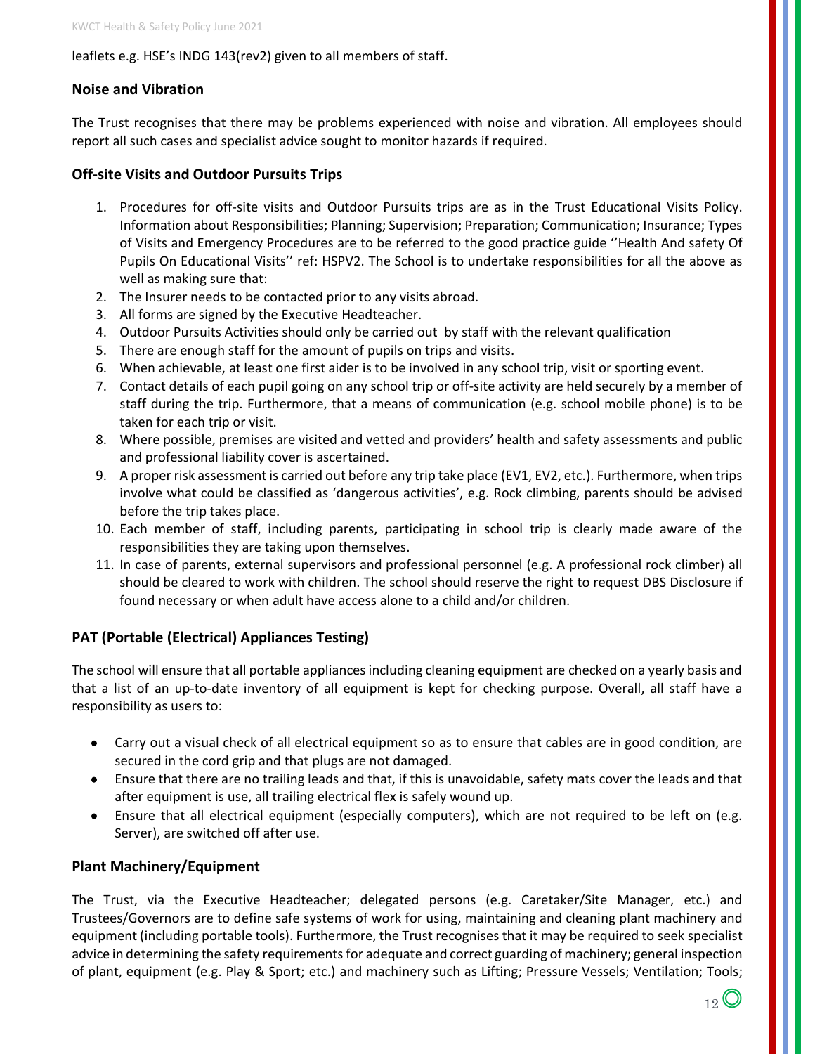leaflets e.g. HSE's INDG 143(rev2) given to all members of staff.

## Noise and Vibration

The Trust recognises that there may be problems experienced with noise and vibration. All employees should report all such cases and specialist advice sought to monitor hazards if required.

## Off-site Visits and Outdoor Pursuits Trips

1. Procedures for off-site visits and Outdoor Pursuits trips are as in the Trust Educational Visits Policy. Information about Responsibilities; Planning; Supervision; Preparation; Communication; Insurance; Types of Visits and Emergency Procedures are to be referred to the good practice guide ''Health And safety Of Pupils On Educational Visits'' ref: HSPV2. The School is to undertake responsibilities for all the above as well as making sure that:
2. The Insurer needs to be contacted prior to any visits abroad.
3. All forms are signed by the Executive Headteacher.
4. Outdoor Pursuits Activities should only be carried out by staff with the relevant qualification
5. There are enough staff for the amount of pupils on trips and visits.
6. When achievable, at least one first aider is to be involved in any school trip, visit or sporting event.
7. Contact details of each pupil going on any school trip or off-site activity are held securely by a member of staff during the trip. Furthermore, that a means of communication (e.g. school mobile phone) is to be taken for each trip or visit.
8. Where possible, premises are visited and vetted and providers' health and safety assessments and public and professional liability cover is ascertained.
9. A proper risk assessment is carried out before any trip take place (EV1, EV2, etc.). Furthermore, when trips involve what could be classified as 'dangerous activities', e.g. Rock climbing, parents should be advised before the trip takes place.
10. Each member of staff, including parents, participating in school trip is clearly made aware of the responsibilities they are taking upon themselves.
11. In case of parents, external supervisors and professional personnel (e.g. A professional rock climber) all should be cleared to work with children. The school should reserve the right to request DBS Disclosure if found necessary or when adult have access alone to a child and/or children.

## PAT (Portable (Electrical) Appliances Testing)

The school will ensure that all portable appliances including cleaning equipment are checked on a yearly basis and that a list of an up-to-date inventory of all equipment is kept for checking purpose. Overall, all staff have a responsibility as users to:

- Carry out a visual check of all electrical equipment so as to ensure that cables are in good condition, are secured in the cord grip and that plugs are not damaged.
- Ensure that there are no trailing leads and that, if this is unavoidable, safety mats cover the leads and that after equipment is use, all trailing electrical flex is safely wound up.
- Ensure that all electrical equipment (especially computers), which are not required to be left on (e.g. Server), are switched off after use.

## Plant Machinery/Equipment

The Trust, via the Executive Headteacher; delegated persons (e.g. Caretaker/Site Manager, etc.) and Trustees/Governors are to define safe systems of work for using, maintaining and cleaning plant machinery and equipment (including portable tools). Furthermore, the Trust recognises that it may be required to seek specialist advice in determining the safety requirements for adequate and correct guarding of machinery; general inspection of plant, equipment (e.g. Play & Sport; etc.) and machinery such as Lifting; Pressure Vessels; Ventilation; Tools;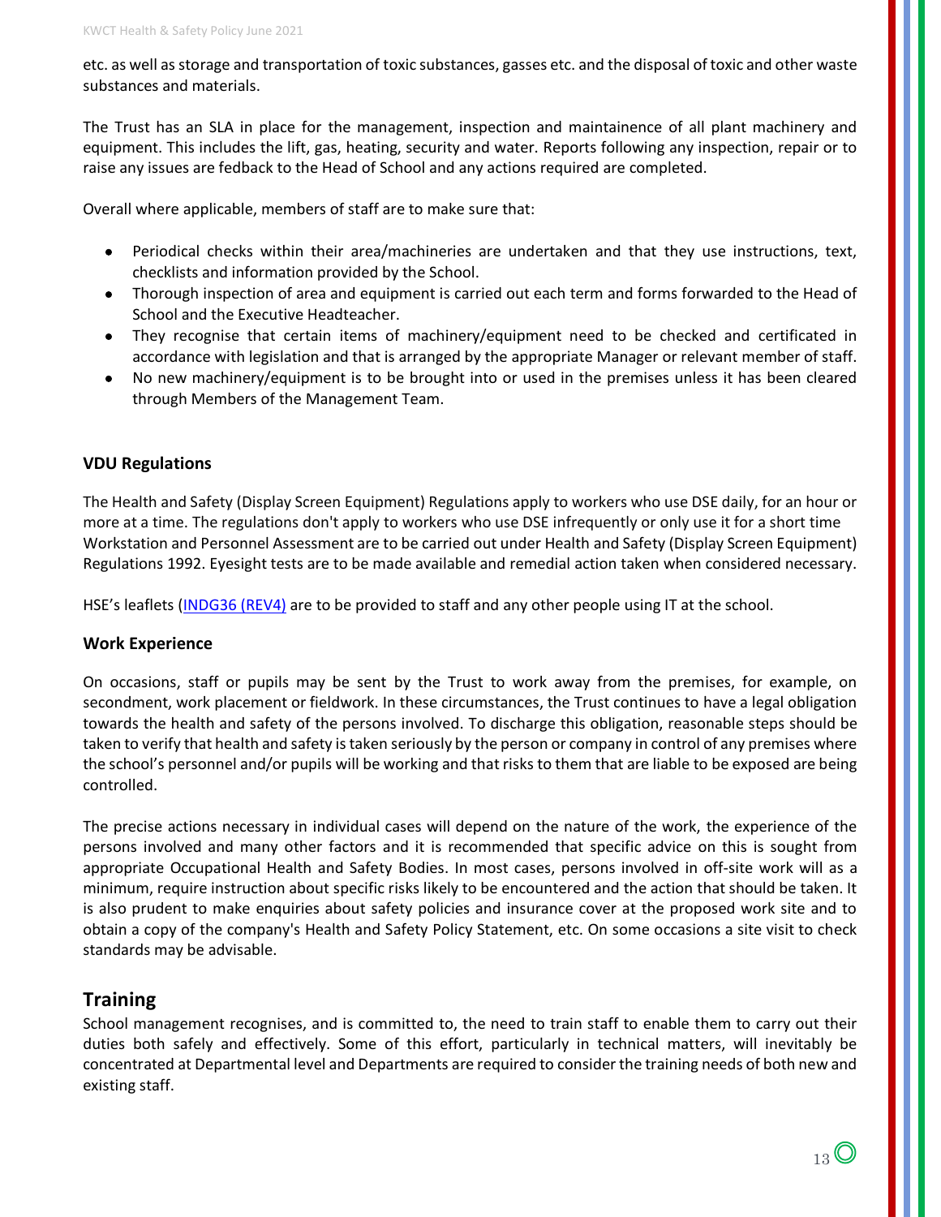etc. as well as storage and transportation of toxic substances, gasses etc. and the disposal of toxic and other waste substances and materials.

The Trust has an SLA in place for the management, inspection and maintainence of all plant machinery and equipment. This includes the lift, gas, heating, security and water. Reports following any inspection, repair or to raise any issues are fedback to the Head of School and any actions required are completed.

Overall where applicable, members of staff are to make sure that:

- Periodical checks within their area/machineries are undertaken and that they use instructions, text, checklists and information provided by the School.
- Thorough inspection of area and equipment is carried out each term and forms forwarded to the Head of School and the Executive Headteacher.
- They recognise that certain items of machinery/equipment need to be checked and certificated in accordance with legislation and that is arranged by the appropriate Manager or relevant member of staff.
- No new machinery/equipment is to be brought into or used in the premises unless it has been cleared through Members of the Management Team.

### VDU Regulations

The Health and Safety (Display Screen Equipment) Regulations apply to workers who use DSE daily, for an hour or more at a time. The regulations don't apply to workers who use DSE infrequently or only use it for a short time Workstation and Personnel Assessment are to be carried out under Health and Safety (Display Screen Equipment) Regulations 1992. Eyesight tests are to be made available and remedial action taken when considered necessary.

HSE's leaflets (INDG36 (REV4)) are to be provided to staff and any other people using IT at the school.

### Work Experience

On occasions, staff or pupils may be sent by the Trust to work away from the premises, for example, on secondment, work placement or fieldwork. In these circumstances, the Trust continues to have a legal obligation towards the health and safety of the persons involved. To discharge this obligation, reasonable steps should be taken to verify that health and safety is taken seriously by the person or company in control of any premises where the school's personnel and/or pupils will be working and that risks to them that are liable to be exposed are being controlled.

The precise actions necessary in individual cases will depend on the nature of the work, the experience of the persons involved and many other factors and it is recommended that specific advice on this is sought from appropriate Occupational Health and Safety Bodies. In most cases, persons involved in off-site work will as a minimum, require instruction about specific risks likely to be encountered and the action that should be taken. It is also prudent to make enquiries about safety policies and insurance cover at the proposed work site and to obtain a copy of the company's Health and Safety Policy Statement, etc. On some occasions a site visit to check standards may be advisable.

## Training

School management recognises, and is committed to, the need to train staff to enable them to carry out their duties both safely and effectively. Some of this effort, particularly in technical matters, will inevitably be concentrated at Departmental level and Departments are required to consider the training needs of both new and existing staff.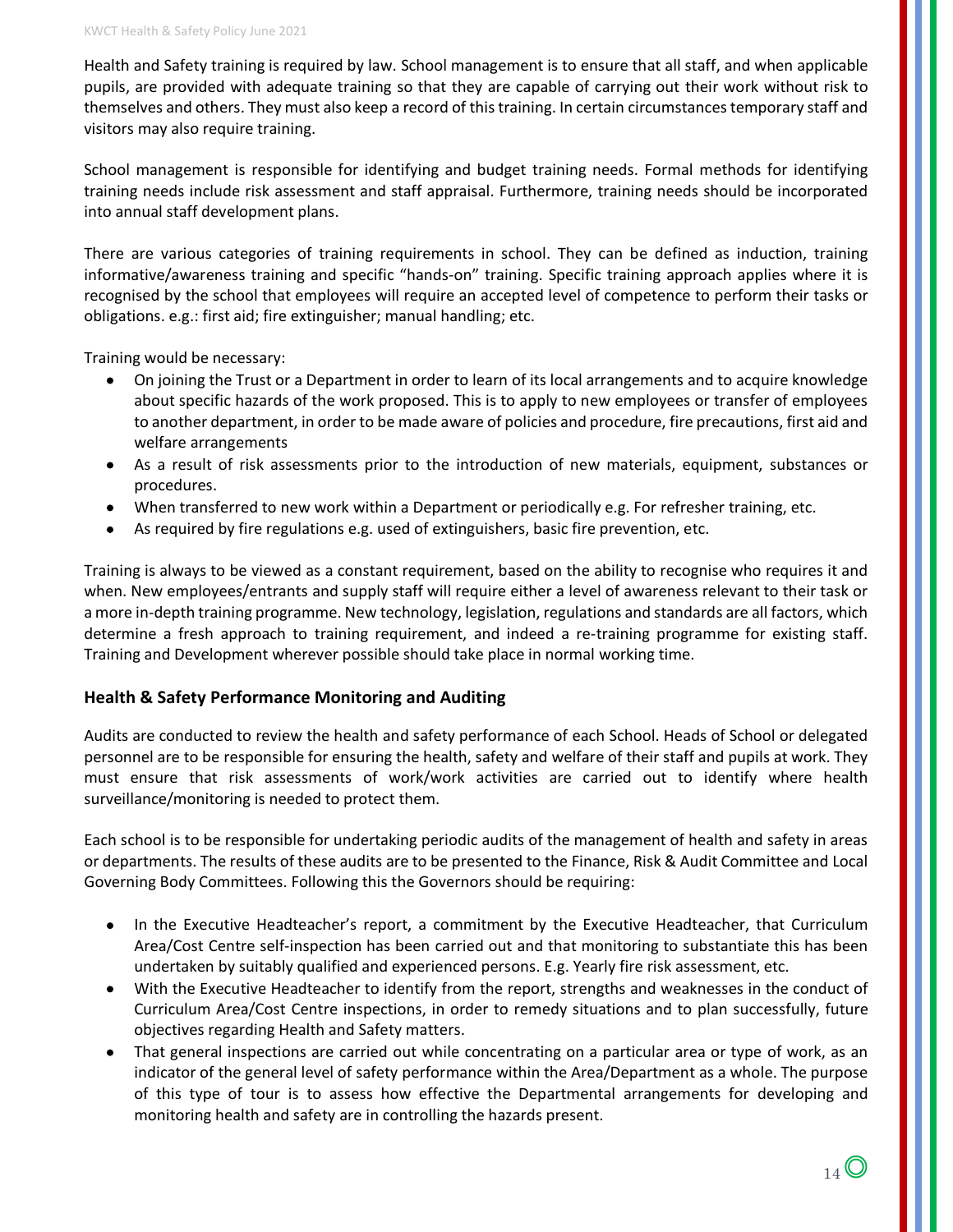Health and Safety training is required by law. School management is to ensure that all staff, and when applicable pupils, are provided with adequate training so that they are capable of carrying out their work without risk to themselves and others. They must also keep a record of this training. In certain circumstances temporary staff and visitors may also require training.

School management is responsible for identifying and budget training needs. Formal methods for identifying training needs include risk assessment and staff appraisal. Furthermore, training needs should be incorporated into annual staff development plans.

There are various categories of training requirements in school. They can be defined as induction, training informative/awareness training and specific "hands-on" training. Specific training approach applies where it is recognised by the school that employees will require an accepted level of competence to perform their tasks or obligations. e.g.: first aid; fire extinguisher; manual handling; etc.

Training would be necessary:

- On joining the Trust or a Department in order to learn of its local arrangements and to acquire knowledge about specific hazards of the work proposed. This is to apply to new employees or transfer of employees to another department, in order to be made aware of policies and procedure, fire precautions, first aid and welfare arrangements
- As a result of risk assessments prior to the introduction of new materials, equipment, substances or procedures.
- When transferred to new work within a Department or periodically e.g. For refresher training, etc.
- As required by fire regulations e.g. used of extinguishers, basic fire prevention, etc.

Training is always to be viewed as a constant requirement, based on the ability to recognise who requires it and when. New employees/entrants and supply staff will require either a level of awareness relevant to their task or a more in-depth training programme. New technology, legislation, regulations and standards are all factors, which determine a fresh approach to training requirement, and indeed a re-training programme for existing staff. Training and Development wherever possible should take place in normal working time.

### Health & Safety Performance Monitoring and Auditing

Audits are conducted to review the health and safety performance of each School. Heads of School or delegated personnel are to be responsible for ensuring the health, safety and welfare of their staff and pupils at work. They must ensure that risk assessments of work/work activities are carried out to identify where health surveillance/monitoring is needed to protect them.

Each school is to be responsible for undertaking periodic audits of the management of health and safety in areas or departments. The results of these audits are to be presented to the Finance, Risk & Audit Committee and Local Governing Body Committees. Following this the Governors should be requiring:

- In the Executive Headteacher's report, a commitment by the Executive Headteacher, that Curriculum Area/Cost Centre self-inspection has been carried out and that monitoring to substantiate this has been undertaken by suitably qualified and experienced persons. E.g. Yearly fire risk assessment, etc.
- With the Executive Headteacher to identify from the report, strengths and weaknesses in the conduct of Curriculum Area/Cost Centre inspections, in order to remedy situations and to plan successfully, future objectives regarding Health and Safety matters.
- That general inspections are carried out while concentrating on a particular area or type of work, as an indicator of the general level of safety performance within the Area/Department as a whole. The purpose of this type of tour is to assess how effective the Departmental arrangements for developing and monitoring health and safety are in controlling the hazards present.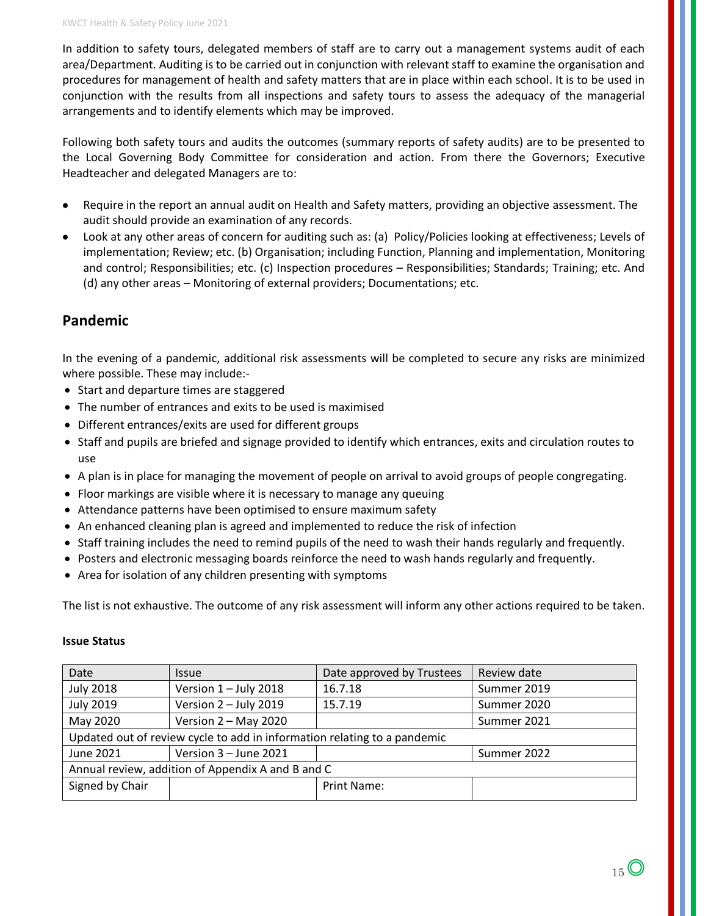In addition to safety tours, delegated members of staff are to carry out a management systems audit of each area/Department. Auditing is to be carried out in conjunction with relevant staff to examine the organisation and procedures for management of health and safety matters that are in place within each school. It is to be used in conjunction with the results from all inspections and safety tours to assess the adequacy of the managerial arrangements and to identify elements which may be improved.

Following both safety tours and audits the outcomes (summary reports of safety audits) are to be presented to the Local Governing Body Committee for consideration and action. From there the Governors; Executive Headteacher and delegated Managers are to:

- Require in the report an annual audit on Health and Safety matters, providing an objective assessment. The audit should provide an examination of any records.
- Look at any other areas of concern for auditing such as: (a) Policy/Policies looking at effectiveness; Levels of implementation; Review; etc. (b) Organisation; including Function, Planning and implementation, Monitoring and control; Responsibilities; etc. (c) Inspection procedures – Responsibilities; Standards; Training; etc. And (d) any other areas – Monitoring of external providers; Documentations; etc.

## Pandemic

In the evening of a pandemic, additional risk assessments will be completed to secure any risks are minimized where possible. These may include:-

- Start and departure times are staggered
- The number of entrances and exits to be used is maximised
- Different entrances/exits are used for different groups
- Staff and pupils are briefed and signage provided to identify which entrances, exits and circulation routes to use
- A plan is in place for managing the movement of people on arrival to avoid groups of people congregating.
- Floor markings are visible where it is necessary to manage any queuing
- Attendance patterns have been optimised to ensure maximum safety
- An enhanced cleaning plan is agreed and implemented to reduce the risk of infection
- Staff training includes the need to remind pupils of the need to wash their hands regularly and frequently.
- Posters and electronic messaging boards reinforce the need to wash hands regularly and frequently.
- Area for isolation of any children presenting with symptoms

The list is not exhaustive. The outcome of any risk assessment will inform any other actions required to be taken.

**Issue Status**

| Date | Issue | Date approved by Trustees | Review date |
|---|---|---|---|
| July 2018 | Version 1 – July 2018 | 16.7.18 | Summer 2019 |
| July 2019 | Version 2 – July 2019 | 15.7.19 | Summer 2020 |
| May 2020 | Version 2 – May 2020 | | Summer 2021 |
| Updated out of review cycle to add in information relating to a pandemic | | | |
| June 2021 | Version 3 – June 2021 | | Summer 2022 |
| Annual review, addition of Appendix A and B and C | | | |
| Signed by Chair | | Print Name: | |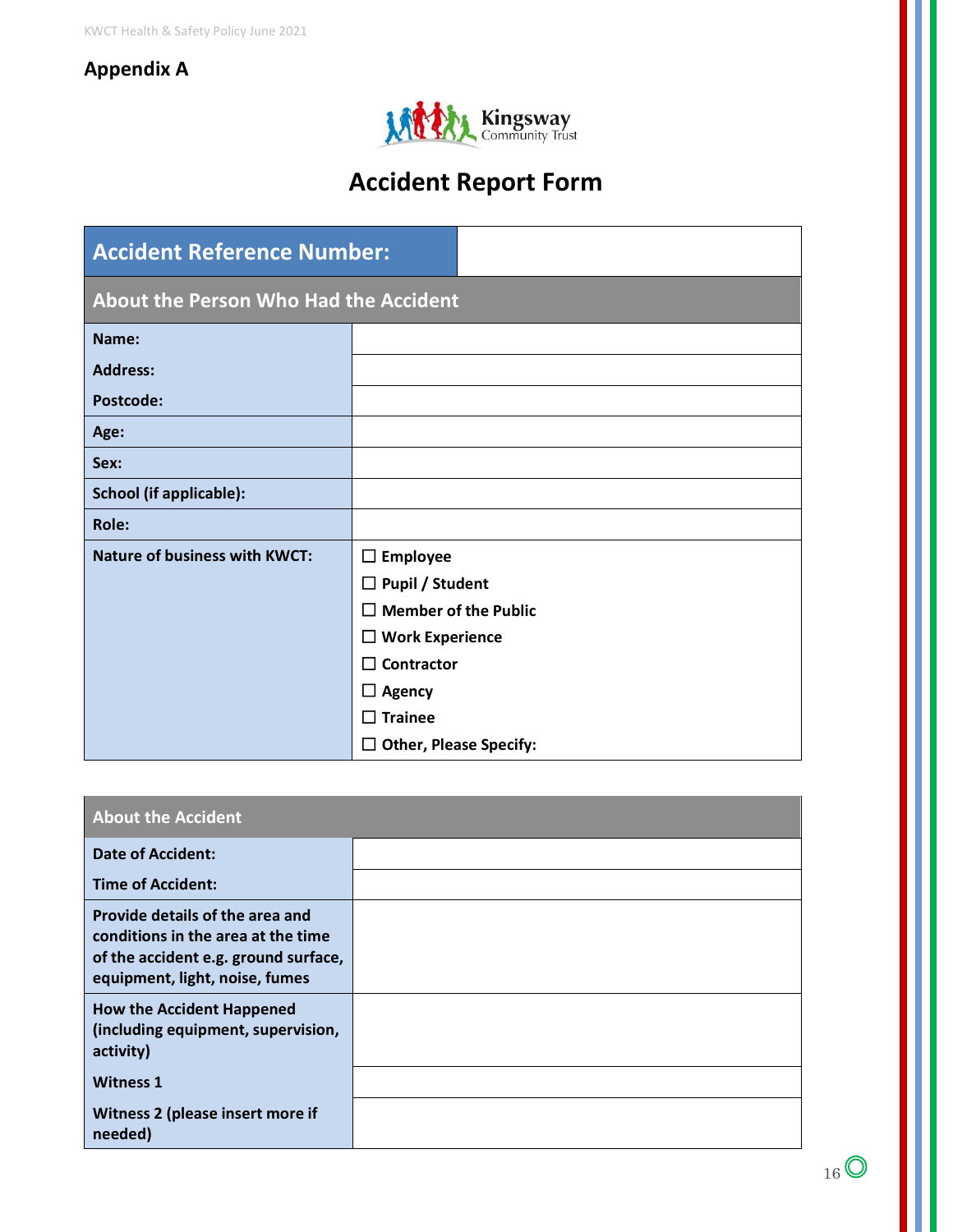## Appendix A

# Accident Report Form

| Accident Reference Number: | |
|---|---|
| **About the Person Who Had the Accident** | |
| Name: | |
| Address: | |
| Postcode: | |
| Age: | |
| Sex: | |
| School (if applicable): | |
| Role: | |
| Nature of business with KWCT: | ☐ Employee<br>☐ Pupil / Student<br>☐ Member of the Public<br>☐ Work Experience<br>☐ Contractor<br>☐ Agency<br>☐ Trainee<br>☐ Other, Please Specify: |

| About the Accident | |
|---|---|
| Date of Accident: | |
| Time of Accident: | |
| Provide details of the area and conditions in the area at the time of the accident e.g. ground surface, equipment, light, noise, fumes | |
| How the Accident Happened (including equipment, supervision, activity) | |
| Witness 1 | |
| Witness 2 (please insert more if needed) | |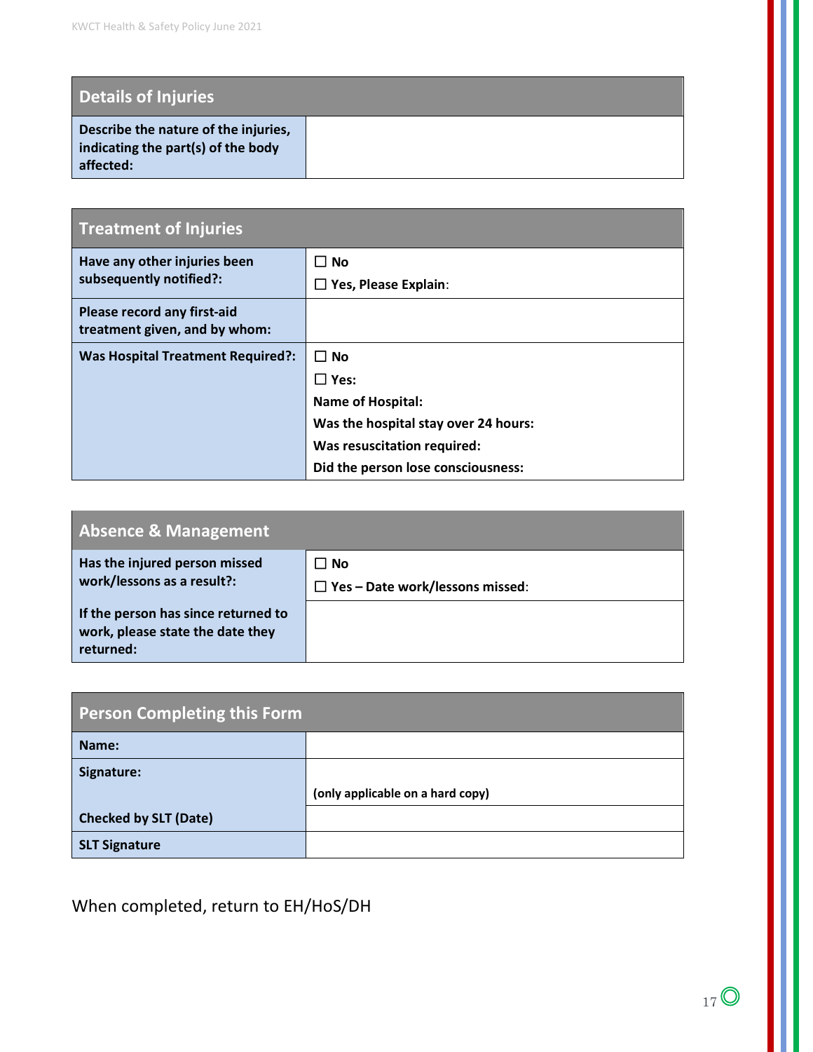| Details of Injuries | |
|---|---|
| **Describe the nature of the injuries, indicating the part(s) of the body affected:** | |

| Treatment of Injuries | |
|---|---|
| **Have any other injuries been subsequently notified?:** | ☐ **No**<br>☐ **Yes, Please Explain**: |
| **Please record any first-aid treatment given, and by whom:** | |
| **Was Hospital Treatment Required?:** | ☐ **No**<br>☐ **Yes:**<br>**Name of Hospital:**<br>**Was the hospital stay over 24 hours:**<br>**Was resuscitation required:**<br>**Did the person lose consciousness:** |

| Absence & Management | |
|---|---|
| **Has the injured person missed work/lessons as a result?:** | ☐ **No**<br>☐ **Yes – Date work/lessons missed**: |
| **If the person has since returned to work, please state the date they returned:** | |

| Person Completing this Form | |
|---|---|
| **Name:** | |
| **Signature:** | **(only applicable on a hard copy)** |
| **Checked by SLT (Date)** | |
| **SLT Signature** | |

When completed, return to EH/HoS/DH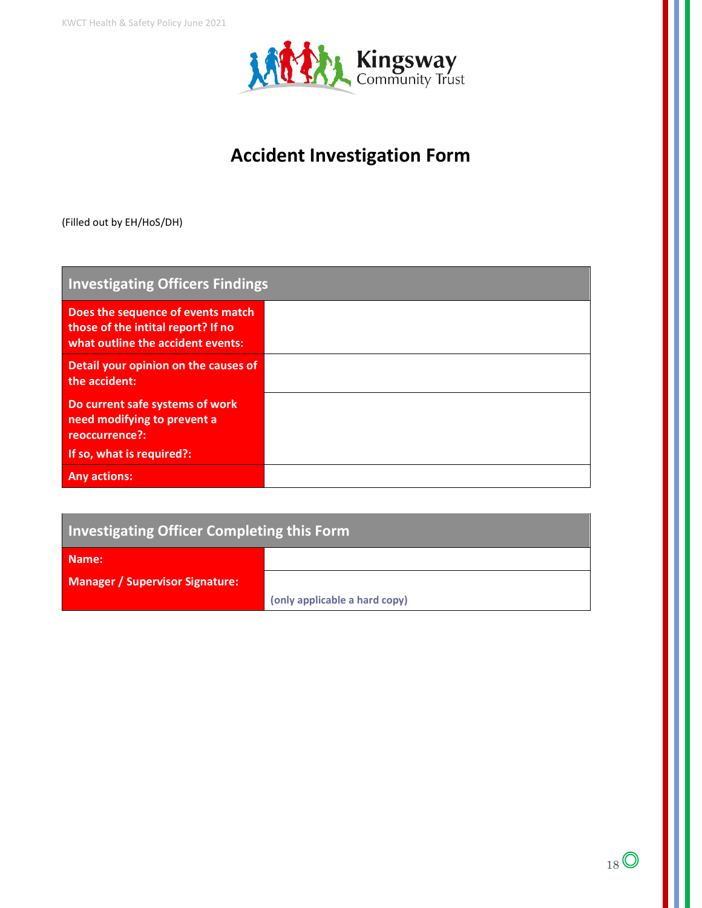Kingsway Community Trust

# Accident Investigation Form

(Filled out by EH/HoS/DH)

| Investigating Officers Findings | |
|---|---|
| Does the sequence of events match those of the intital report? If no what outline the accident events: | |
| Detail your opinion on the causes of the accident: | |
| Do current safe systems of work need modifying to prevent a reoccurrence?:<br>If so, what is required?: | |
| Any actions: | |

| Investigating Officer Completing this Form | |
|---|---|
| Name: | |
| Manager / Supervisor Signature: | (only applicable a hard copy) |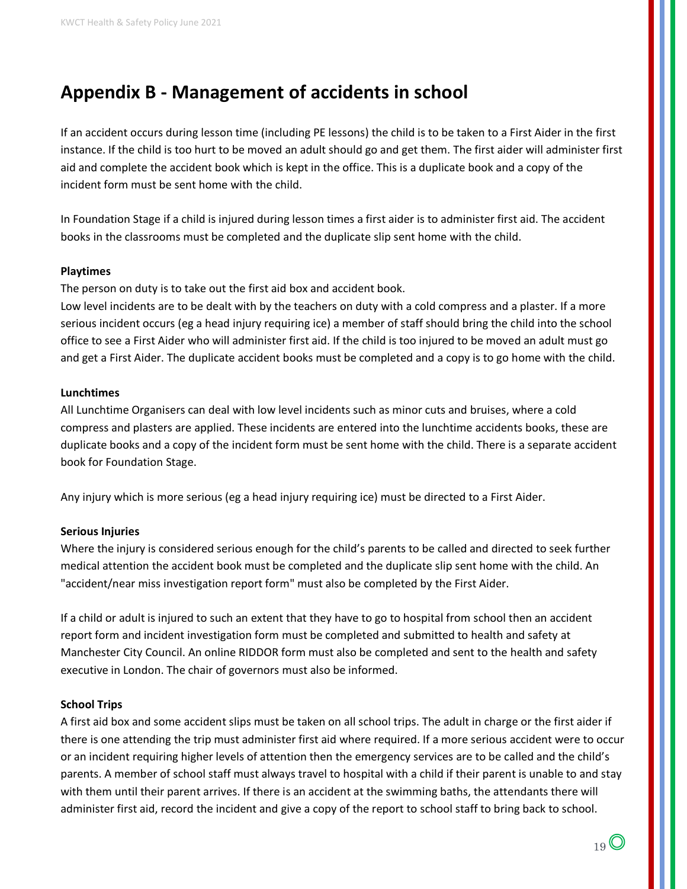# Appendix B - Management of accidents in school

If an accident occurs during lesson time (including PE lessons) the child is to be taken to a First Aider in the first instance. If the child is too hurt to be moved an adult should go and get them. The first aider will administer first aid and complete the accident book which is kept in the office. This is a duplicate book and a copy of the incident form must be sent home with the child.

In Foundation Stage if a child is injured during lesson times a first aider is to administer first aid. The accident books in the classrooms must be completed and the duplicate slip sent home with the child.

**Playtimes**

The person on duty is to take out the first aid box and accident book.

Low level incidents are to be dealt with by the teachers on duty with a cold compress and a plaster. If a more serious incident occurs (eg a head injury requiring ice) a member of staff should bring the child into the school office to see a First Aider who will administer first aid. If the child is too injured to be moved an adult must go and get a First Aider. The duplicate accident books must be completed and a copy is to go home with the child.

**Lunchtimes**

All Lunchtime Organisers can deal with low level incidents such as minor cuts and bruises, where a cold compress and plasters are applied. These incidents are entered into the lunchtime accidents books, these are duplicate books and a copy of the incident form must be sent home with the child. There is a separate accident book for Foundation Stage.

Any injury which is more serious (eg a head injury requiring ice) must be directed to a First Aider.

**Serious Injuries**

Where the injury is considered serious enough for the child's parents to be called and directed to seek further medical attention the accident book must be completed and the duplicate slip sent home with the child. An "accident/near miss investigation report form" must also be completed by the First Aider.

If a child or adult is injured to such an extent that they have to go to hospital from school then an accident report form and incident investigation form must be completed and submitted to health and safety at Manchester City Council. An online RIDDOR form must also be completed and sent to the health and safety executive in London. The chair of governors must also be informed.

**School Trips**

A first aid box and some accident slips must be taken on all school trips. The adult in charge or the first aider if there is one attending the trip must administer first aid where required. If a more serious accident were to occur or an incident requiring higher levels of attention then the emergency services are to be called and the child's parents. A member of school staff must always travel to hospital with a child if their parent is unable to and stay with them until their parent arrives. If there is an accident at the swimming baths, the attendants there will administer first aid, record the incident and give a copy of the report to school staff to bring back to school.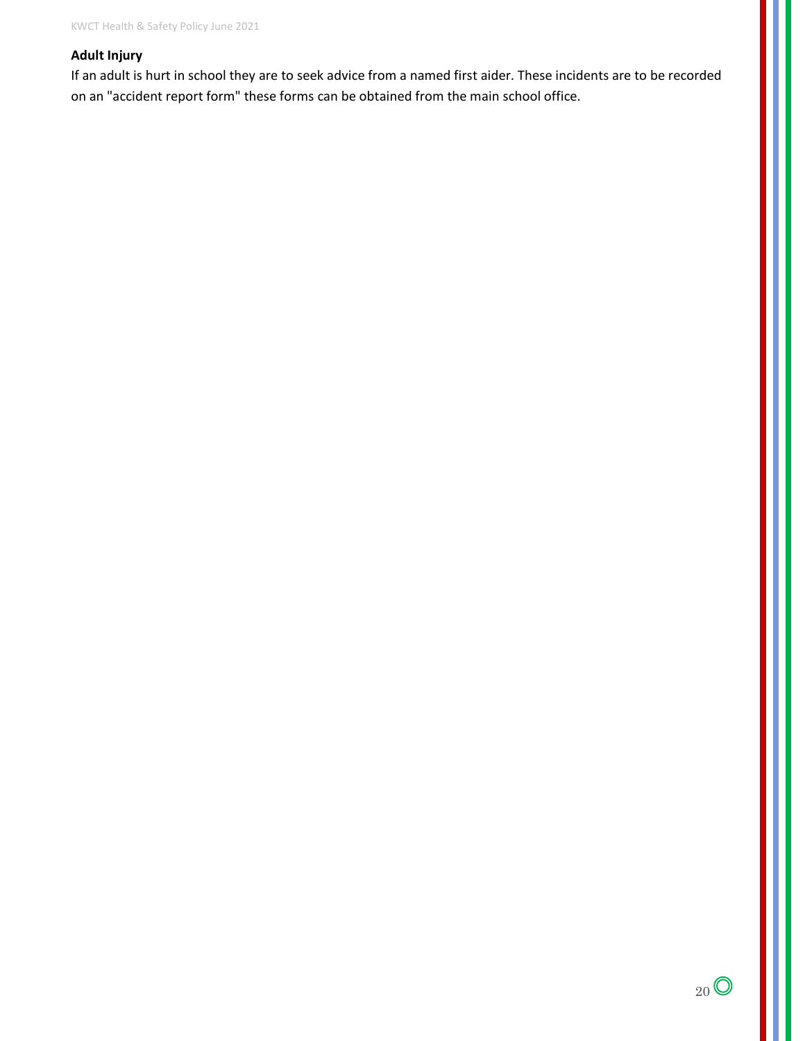**Adult Injury**

If an adult is hurt in school they are to seek advice from a named first aider. These incidents are to be recorded on an "accident report form" these forms can be obtained from the main school office.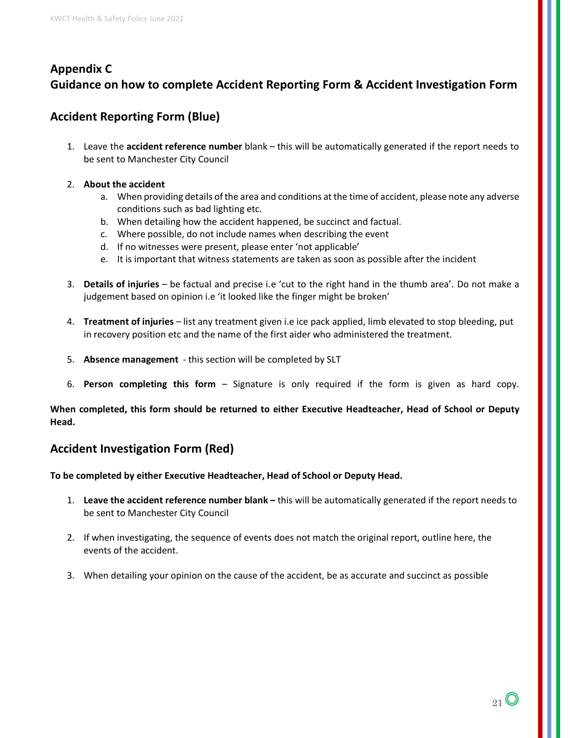## Appendix C
## Guidance on how to complete Accident Reporting Form & Accident Investigation Form

### Accident Reporting Form (Blue)

1. Leave the **accident reference number** blank – this will be automatically generated if the report needs to be sent to Manchester City Council

2. **About the accident**
    a. When providing details of the area and conditions at the time of accident, please note any adverse conditions such as bad lighting etc.
    b. When detailing how the accident happened, be succinct and factual.
    c. Where possible, do not include names when describing the event
    d. If no witnesses were present, please enter 'not applicable'
    e. It is important that witness statements are taken as soon as possible after the incident

3. **Details of injuries** – be factual and precise i.e 'cut to the right hand in the thumb area'. Do not make a judgement based on opinion i.e 'it looked like the finger might be broken'

4. **Treatment of injuries** – list any treatment given i.e ice pack applied, limb elevated to stop bleeding, put in recovery position etc and the name of the first aider who administered the treatment.

5. **Absence management** - this section will be completed by SLT

6. **Person completing this form** – Signature is only required if the form is given as hard copy.

**When completed, this form should be returned to either Executive Headteacher, Head of School or Deputy Head.**

### Accident Investigation Form (Red)

**To be completed by either Executive Headteacher, Head of School or Deputy Head.**

1. **Leave the accident reference number blank –** this will be automatically generated if the report needs to be sent to Manchester City Council

2. If when investigating, the sequence of events does not match the original report, outline here, the events of the accident.

3. When detailing your opinion on the cause of the accident, be as accurate and succinct as possible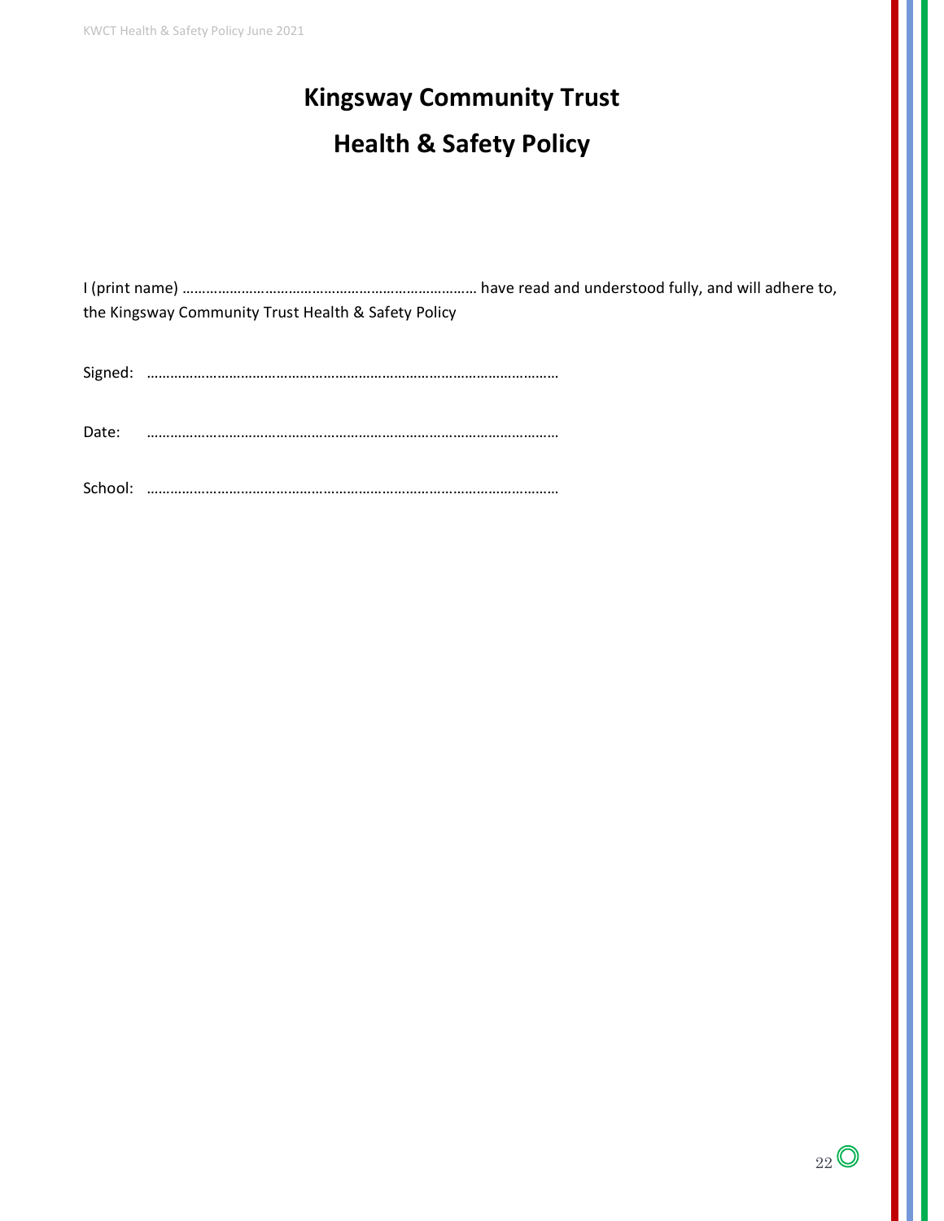# Kingsway Community Trust

# Health & Safety Policy

I (print name) ………………………………………………………………… have read and understood fully, and will adhere to, the Kingsway Community Trust Health & Safety Policy

Signed: ………………………………………………………………………………………

Date: ………………………………………………………………………………………

School: ………………………………………………………………………………………